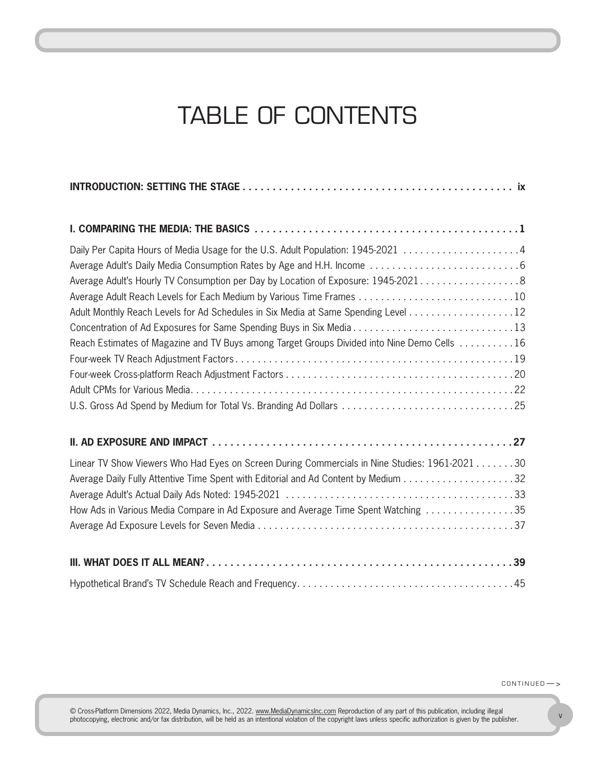# TABLE OF CONTENTS

**INTRODUCTION: SETTING THE STAGE . . . . . . . . . . . . . . . . . . . . . . . . . . . . . . . . . . . . . . . . . . . . . ix**

**I. COMPARING THE MEDIA: THE BASICS . . . . . . . . . . . . . . . . . . . . . . . . . . . . . . . . . . . . . . . . . . . . . 1**

Daily Per Capita Hours of Media Usage for the U.S. Adult Population: 1945-2021 . . . . . . . . . . . . . . . . . . . . . 4
Average Adult's Daily Media Consumption Rates by Age and H.H. Income . . . . . . . . . . . . . . . . . . . . . . . . . . . 6
Average Adult's Hourly TV Consumption per Day by Location of Exposure: 1945-2021 . . . . . . . . . . . . . . . . . . 8
Average Adult Reach Levels for Each Medium by Various Time Frames . . . . . . . . . . . . . . . . . . . . . . . . . . . . 10
Adult Monthly Reach Levels for Ad Schedules in Six Media at Same Spending Level . . . . . . . . . . . . . . . . . . . 12
Concentration of Ad Exposures for Same Spending Buys in Six Media . . . . . . . . . . . . . . . . . . . . . . . . . . . . . 13
Reach Estimates of Magazine and TV Buys among Target Groups Divided into Nine Demo Cells . . . . . . . . . . 16
Four-week TV Reach Adjustment Factors . . . . . . . . . . . . . . . . . . . . . . . . . . . . . . . . . . . . . . . . . . . . . . . . . . 19
Four-week Cross-platform Reach Adjustment Factors . . . . . . . . . . . . . . . . . . . . . . . . . . . . . . . . . . . . . . . . . 20
Adult CPMs for Various Media . . . . . . . . . . . . . . . . . . . . . . . . . . . . . . . . . . . . . . . . . . . . . . . . . . . . . . . . . . 22
U.S. Gross Ad Spend by Medium for Total Vs. Branding Ad Dollars . . . . . . . . . . . . . . . . . . . . . . . . . . . . . . . 25

**II. AD EXPOSURE AND IMPACT . . . . . . . . . . . . . . . . . . . . . . . . . . . . . . . . . . . . . . . . . . . . . . . . . . . . 27**

Linear TV Show Viewers Who Had Eyes on Screen During Commercials in Nine Studies: 1961-2021 . . . . . . . 30
Average Daily Fully Attentive Time Spent with Editorial and Ad Content by Medium . . . . . . . . . . . . . . . . . . . . 32
Average Adult's Actual Daily Ads Noted: 1945-2021 . . . . . . . . . . . . . . . . . . . . . . . . . . . . . . . . . . . . . . . . . 33
How Ads in Various Media Compare in Ad Exposure and Average Time Spent Watching . . . . . . . . . . . . . . . . 35
Average Ad Exposure Levels for Seven Media . . . . . . . . . . . . . . . . . . . . . . . . . . . . . . . . . . . . . . . . . . . . . . 37

**III. WHAT DOES IT ALL MEAN? . . . . . . . . . . . . . . . . . . . . . . . . . . . . . . . . . . . . . . . . . . . . . . . . . . . . 39**

Hypothetical Brand's TV Schedule Reach and Frequency . . . . . . . . . . . . . . . . . . . . . . . . . . . . . . . . . . . . . . . 45

CONTINUED —>

© Cross-Platform Dimensions 2022, Media Dynamics, Inc., 2022. www.MediaDynamicsInc.com Reproduction of any part of this publication, including illegal photocopying, electronic and/or fax distribution, will be held as an intentional violation of the copyright laws unless specific authorization is given by the publisher.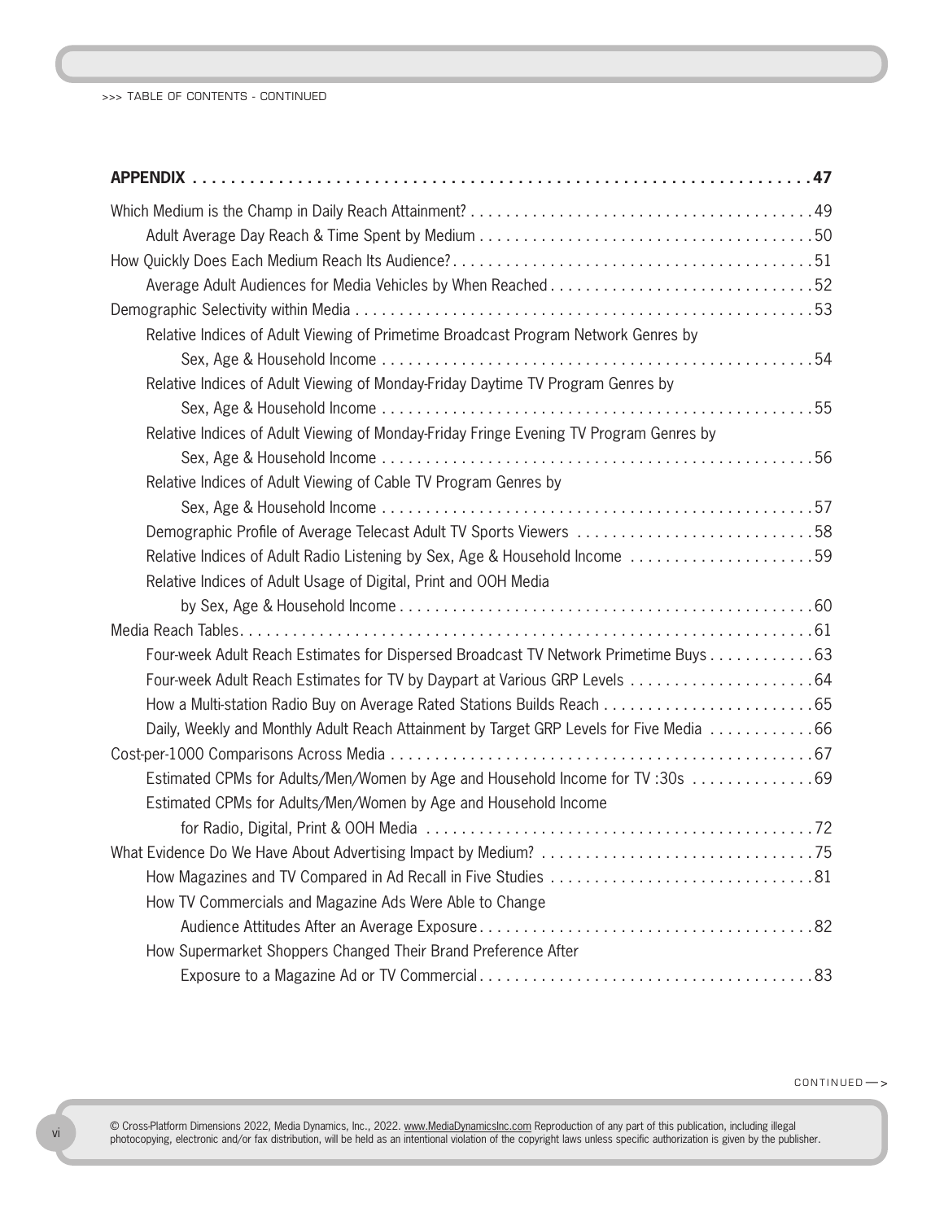**APPENDIX . . . . . . . . . . . . . . . . . . . . . . . . . . . . . . . . . . . . . . . . . . . . . . . . . . . . . . . . . . . . . 47**

Which Medium is the Champ in Daily Reach Attainment? . . . . . . . . . . . . . . . . . . . . . . . . . . . . . . . . . . . . . . . 49

- Adult Average Day Reach & Time Spent by Medium . . . . . . . . . . . . . . . . . . . . . . . . . . . . . . . . . . . . . . 50

How Quickly Does Each Medium Reach Its Audience? . . . . . . . . . . . . . . . . . . . . . . . . . . . . . . . . . . . . . . . . . 51

- Average Adult Audiences for Media Vehicles by When Reached . . . . . . . . . . . . . . . . . . . . . . . . . . . . . 52

Demographic Selectivity within Media . . . . . . . . . . . . . . . . . . . . . . . . . . . . . . . . . . . . . . . . . . . . . . . . . . . . 53

- Relative Indices of Adult Viewing of Primetime Broadcast Program Network Genres by Sex, Age & Household Income . . . . . . . . . . . . . . . . . . . . . . . . . . . . . . . . . . . . . . . . . . . . . . . . . 54
- Relative Indices of Adult Viewing of Monday-Friday Daytime TV Program Genres by Sex, Age & Household Income . . . . . . . . . . . . . . . . . . . . . . . . . . . . . . . . . . . . . . . . . . . . . . . . . 55
- Relative Indices of Adult Viewing of Monday-Friday Fringe Evening TV Program Genres by Sex, Age & Household Income . . . . . . . . . . . . . . . . . . . . . . . . . . . . . . . . . . . . . . . . . . . . . . . . . 56
- Relative Indices of Adult Viewing of Cable TV Program Genres by Sex, Age & Household Income . . . . . . . . . . . . . . . . . . . . . . . . . . . . . . . . . . . . . . . . . . . . . . . . . 57
- Demographic Profile of Average Telecast Adult TV Sports Viewers . . . . . . . . . . . . . . . . . . . . . . . . . . . 58
- Relative Indices of Adult Radio Listening by Sex, Age & Household Income . . . . . . . . . . . . . . . . . . . . . 59
- Relative Indices of Adult Usage of Digital, Print and OOH Media by Sex, Age & Household Income . . . . . . . . . . . . . . . . . . . . . . . . . . . . . . . . . . . . . . . . . . . . . . 60

Media Reach Tables . . . . . . . . . . . . . . . . . . . . . . . . . . . . . . . . . . . . . . . . . . . . . . . . . . . . . . . . . . . . . . . . . 61

- Four-week Adult Reach Estimates for Dispersed Broadcast TV Network Primetime Buys . . . . . . . . . . . . 63
- Four-week Adult Reach Estimates for TV by Daypart at Various GRP Levels . . . . . . . . . . . . . . . . . . . . . 64
- How a Multi-station Radio Buy on Average Rated Stations Builds Reach . . . . . . . . . . . . . . . . . . . . . . . . 65
- Daily, Weekly and Monthly Adult Reach Attainment by Target GRP Levels for Five Media . . . . . . . . . . . . 66

Cost-per-1000 Comparisons Across Media . . . . . . . . . . . . . . . . . . . . . . . . . . . . . . . . . . . . . . . . . . . . . . . . . 67

- Estimated CPMs for Adults/Men/Women by Age and Household Income for TV :30s . . . . . . . . . . . . . . 69
- Estimated CPMs for Adults/Men/Women by Age and Household Income for Radio, Digital, Print & OOH Media . . . . . . . . . . . . . . . . . . . . . . . . . . . . . . . . . . . . . . . . . . . . 72

What Evidence Do We Have About Advertising Impact by Medium? . . . . . . . . . . . . . . . . . . . . . . . . . . . . . . . 75

- How Magazines and TV Compared in Ad Recall in Five Studies . . . . . . . . . . . . . . . . . . . . . . . . . . . . . . 81
- How TV Commercials and Magazine Ads Were Able to Change Audience Attitudes After an Average Exposure . . . . . . . . . . . . . . . . . . . . . . . . . . . . . . . . . . . . . . 82
- How Supermarket Shoppers Changed Their Brand Preference After Exposure to a Magazine Ad or TV Commercial . . . . . . . . . . . . . . . . . . . . . . . . . . . . . . . . . . . . . . 83

CONTINUED —>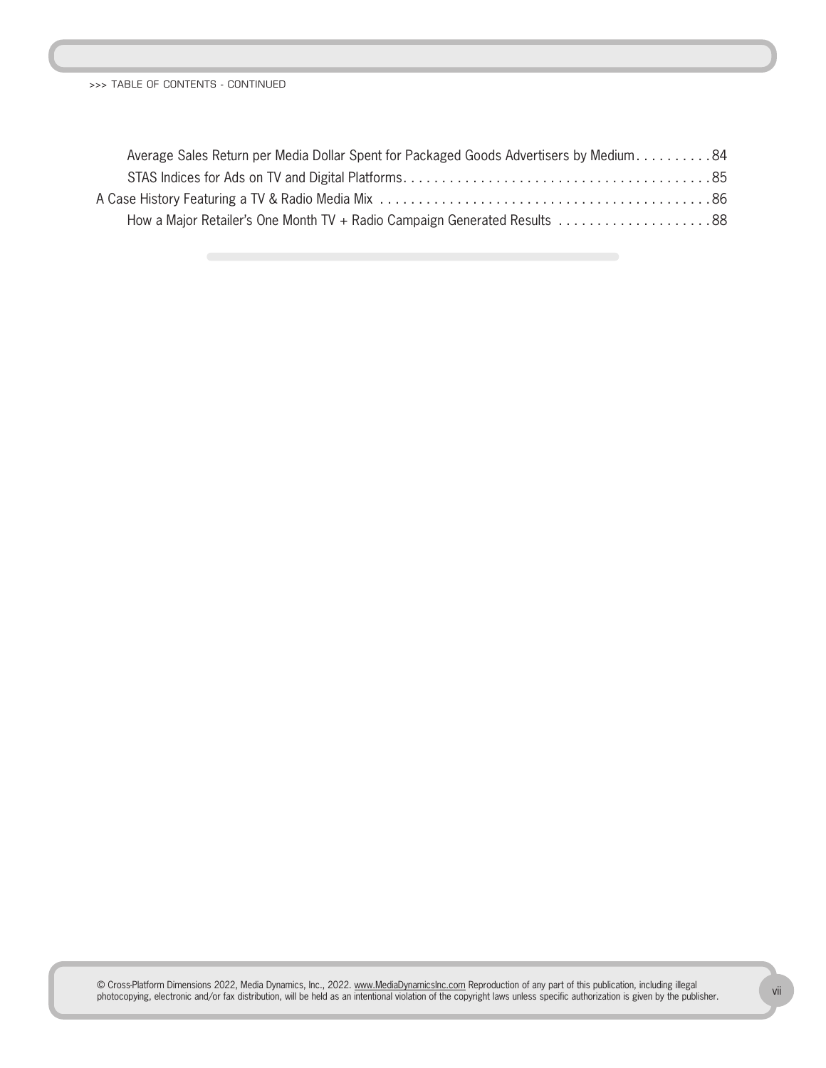TABLE OF CONTENTS - CONTINUED

- Average Sales Return per Media Dollar Spent for Packaged Goods Advertisers by Medium . . . . . . . . . . 84
- STAS Indices for Ads on TV and Digital Platforms . . . . . . . . . . . . . . . . . . . . . . . . . . . . . . . . . . . . . . . 85

A Case History Featuring a TV & Radio Media Mix . . . . . . . . . . . . . . . . . . . . . . . . . . . . . . . . . . . . . . . . . 86

- How a Major Retailer's One Month TV + Radio Campaign Generated Results . . . . . . . . . . . . . . . . . . . . 88

© Cross-Platform Dimensions 2022, Media Dynamics, Inc., 2022. www.MediaDynamicsInc.com Reproduction of any part of this publication, including illegal photocopying, electronic and/or fax distribution, will be held as an intentional violation of the copyright laws unless specific authorization is given by the publisher.